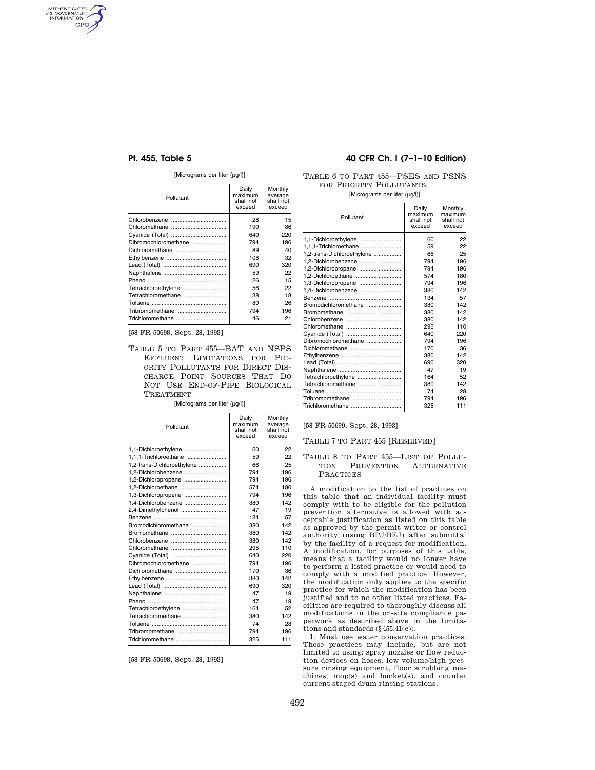[Micrograms per liter (µg/l)]

| Pollutant | Daily maximum shall not exceed | Monthly average shall not exceed |
| --- | --- | --- |
| Chlorobenzene | 28 | 15 |
| Chloromethane | 190 | 86 |
| Cyanide (Total) | 640 | 220 |
| Dibromochloromethane | 794 | 196 |
| Dichloromethane | 89 | 40 |
| Ethylbenzene | 108 | 32 |
| Lead (Total) | 690 | 320 |
| Naphthalene | 59 | 22 |
| Phenol | 26 | 15 |
| Tetrachloroethylene | 56 | 22 |
| Tetrachloromethane | 38 | 18 |
| Toluene | 80 | 26 |
| Tribromomethane | 794 | 196 |
| Trichloromethane | 46 | 21 |

[58 FR 50698, Sept. 28, 1993]

## Table 5 to Part 455—BAT and NSPS Effluent Limitations for Priority Pollutants for Direct Discharge Point Sources That Do Not Use End-of-Pipe Biological Treatment

[Micrograms per liter (µg/l)]

| Pollutant | Daily maximum shall not exceed | Monthly average shall not exceed |
| --- | --- | --- |
| 1,1-Dichloroethylene | 60 | 22 |
| 1,1,1-Trichloroethane | 59 | 22 |
| 1,2-trans-Dichloroethylene | 66 | 25 |
| 1,2-Dichlorobenzene | 794 | 196 |
| 1,2-Dichloropropane | 794 | 196 |
| 1,2-Dichloroethane | 574 | 180 |
| 1,3-Dichloropropene | 794 | 196 |
| 1,4-Dichlorobenzene | 380 | 142 |
| 2,4-Dimethylphenol | 47 | 19 |
| Benzene | 134 | 57 |
| Bromodichloromethane | 380 | 142 |
| Bromomethane | 380 | 142 |
| Chlorobenzene | 380 | 142 |
| Chloromethane | 295 | 110 |
| Cyanide (Total) | 640 | 220 |
| Dibromochloromethane | 794 | 196 |
| Dichloromethane | 170 | 36 |
| Ethylbenzene | 380 | 142 |
| Lead (Total) | 690 | 320 |
| Naphthalene | 47 | 19 |
| Phenol | 47 | 19 |
| Tetrachloroethylene | 164 | 52 |
| Tetrachloromethane | 380 | 142 |
| Toluene | 74 | 28 |
| Tribromomethane | 794 | 196 |
| Trichloromethane | 325 | 111 |

[58 FR 50698, Sept. 28, 1993]

## Table 6 to Part 455—PSES and PSNS for Priority Pollutants

[Micrograms per liter (µg/l)]

| Pollutant | Daily maximum shall not exceed | Monthly maximum shall not exceed |
| --- | --- | --- |
| 1,1-Dichloroethylene | 60 | 22 |
| 1,1,1-Trichloroethane | 59 | 22 |
| 1,2-trans-Dichloroethylene | 66 | 25 |
| 1,2-Dichlorobenzene | 794 | 196 |
| 1,2-Dichloropropane | 794 | 196 |
| 1,2-Dichloroethane | 574 | 180 |
| 1,3-Dichloropropene | 794 | 196 |
| 1,4-Dichlorobenzene | 380 | 142 |
| Benzene | 134 | 57 |
| Bromodichloromethane | 380 | 142 |
| Bromomethane | 380 | 142 |
| Chlorobenzene | 380 | 142 |
| Chloromethane | 295 | 110 |
| Cyanide (Total) | 640 | 220 |
| Dibromochloromethane | 794 | 196 |
| Dichloromethane | 170 | 36 |
| Ethylbenzene | 380 | 142 |
| Lead (Total) | 690 | 320 |
| Naphthalene | 47 | 19 |
| Tetrachloroethylene | 164 | 52 |
| Tetrachloromethane | 380 | 142 |
| Toluene | 74 | 28 |
| Tribromomethane | 794 | 196 |
| Trichloromethane | 325 | 111 |

[58 FR 50699, Sept. 28, 1993]

## Table 7 to Part 455 [Reserved]

## Table 8 to Part 455—List of Pollution Prevention Alternative Practices

A modification to the list of practices on this table that an individual facility must comply with to be eligible for the pollution prevention alternative is allowed with acceptable justification as listed on this table as approved by the permit writer or control authority (using BPJ/BEJ) after submittal by the facility of a request for modification. A modification, for purposes of this table, means that a facility would no longer have to perform a listed practice or would need to comply with a modified practice. However, the modification only applies to the specific practice for which the modification has been justified and to no other listed practices. Facilities are required to thoroughly discuss all modifications in the on-site compliance paperwork as described above in the limitations and standards (§455.41(c)).

1. Must use water conservation practices. These practices may include, but are not limited to using: spray nozzles or flow reduction devices on hoses, low volume/high pressure rinsing equipment, floor scrubbing machines, mop(s) and bucket(s), and counter current staged drum rinsing stations.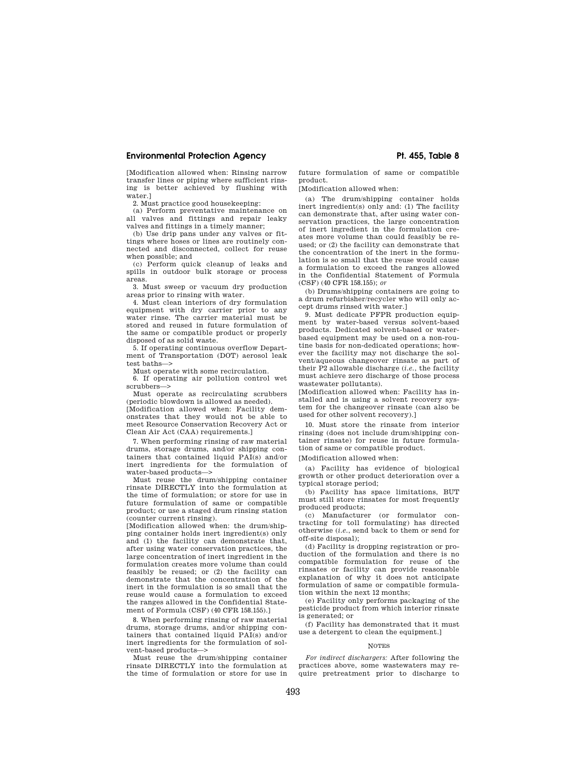[Modification allowed when: Rinsing narrow transfer lines or piping where sufficient rinsing is better achieved by flushing with water.]

2. Must practice good housekeeping:

(a) Perform preventative maintenance on all valves and fittings and repair leaky valves and fittings in a timely manner;

(b) Use drip pans under any valves or fittings where hoses or lines are routinely connected and disconnected, collect for reuse when possible; and

(c) Perform quick cleanup of leaks and spills in outdoor bulk storage or process areas.

3. Must sweep or vacuum dry production areas prior to rinsing with water.

4. Must clean interiors of dry formulation equipment with dry carrier prior to any water rinse. The carrier material must be stored and reused in future formulation of the same or compatible product or properly disposed of as solid waste.

5. If operating continuous overflow Department of Transportation (DOT) aerosol leak test baths—>

Must operate with some recirculation.

6. If operating air pollution control wet scrubbers—>

Must operate as recirculating scrubbers (periodic blowdown is allowed as needed).

[Modification allowed when: Facility demonstrates that they would not be able to meet Resource Conservation Recovery Act or Clean Air Act (CAA) requirements.]

7. When performing rinsing of raw material drums, storage drums, and/or shipping containers that contained liquid PAI(s) and/or inert ingredients for the formulation of water-based products—>

Must reuse the drum/shipping container rinsate DIRECTLY into the formulation at the time of formulation; or store for use in future formulation of same or compatible product; or use a staged drum rinsing station (counter current rinsing).

[Modification allowed when: the drum/shipping container holds inert ingredient(s) only and (1) the facility can demonstrate that, after using water conservation practices, the large concentration of inert ingredient in the formulation creates more volume than could feasibly be reused; or (2) the facility can demonstrate that the concentration of the inert in the formulation is so small that the reuse would cause a formulation to exceed the ranges allowed in the Confidential Statement of Formula (CSF) (40 CFR 158.155).]

8. When performing rinsing of raw material drums, storage drums, and/or shipping containers that contained liquid PAI(s) and/or inert ingredients for the formulation of solvent-based products—>

Must reuse the drum/shipping container rinsate DIRECTLY into the formulation at the time of formulation or store for use in future formulation of same or compatible product.

[Modification allowed when:

(a) The drum/shipping container holds inert ingredient(s) only and: (1) The facility can demonstrate that, after using water conservation practices, the large concentration of inert ingredient in the formulation creates more volume than could feasibly be reused; or (2) the facility can demonstrate that the concentration of the inert in the formulation is so small that the reuse would cause a formulation to exceed the ranges allowed in the Confidential Statement of Formula (CSF) (40 CFR 158.155); *or*

(b) Drums/shipping containers are going to a drum refurbisher/recycler who will only accept drums rinsed with water.]

9. Must dedicate PFPR production equipment by water-based versus solvent-based products. Dedicated solvent-based or water-based equipment may be used on a non-routine basis for non-dedicated operations; however the facility may not discharge the solvent/aqueous changeover rinsate as part of their P2 allowable discharge (*i.e.*, the facility must achieve zero discharge of those process wastewater pollutants).

[Modification allowed when: Facility has installed and is using a solvent recovery system for the changeover rinsate (can also be used for other solvent recovery).]

10. Must store the rinsate from interior rinsing (does not include drum/shipping container rinsate) for reuse in future formulation of same or compatible product.

[Modification allowed when:

(a) Facility has evidence of biological growth or other product deterioration over a typical storage period;

(b) Facility has space limitations, BUT must still store rinsates for most frequently produced products;

(c) Manufacturer (or formulator contracting for toll formulating) has directed otherwise (*i.e.*, send back to them or send for off-site disposal);

(d) Facility is dropping registration or production of the formulation and there is no compatible formulation for reuse of the rinsates or facility can provide reasonable explanation of why it does not anticipate formulation of same or compatible formulation within the next 12 months;

(e) Facility only performs packaging of the pesticide product from which interior rinsate is generated; or

(f) Facility has demonstrated that it must use a detergent to clean the equipment.]

NOTES

*For indirect dischargers:* After following the practices above, some wastewaters may require pretreatment prior to discharge to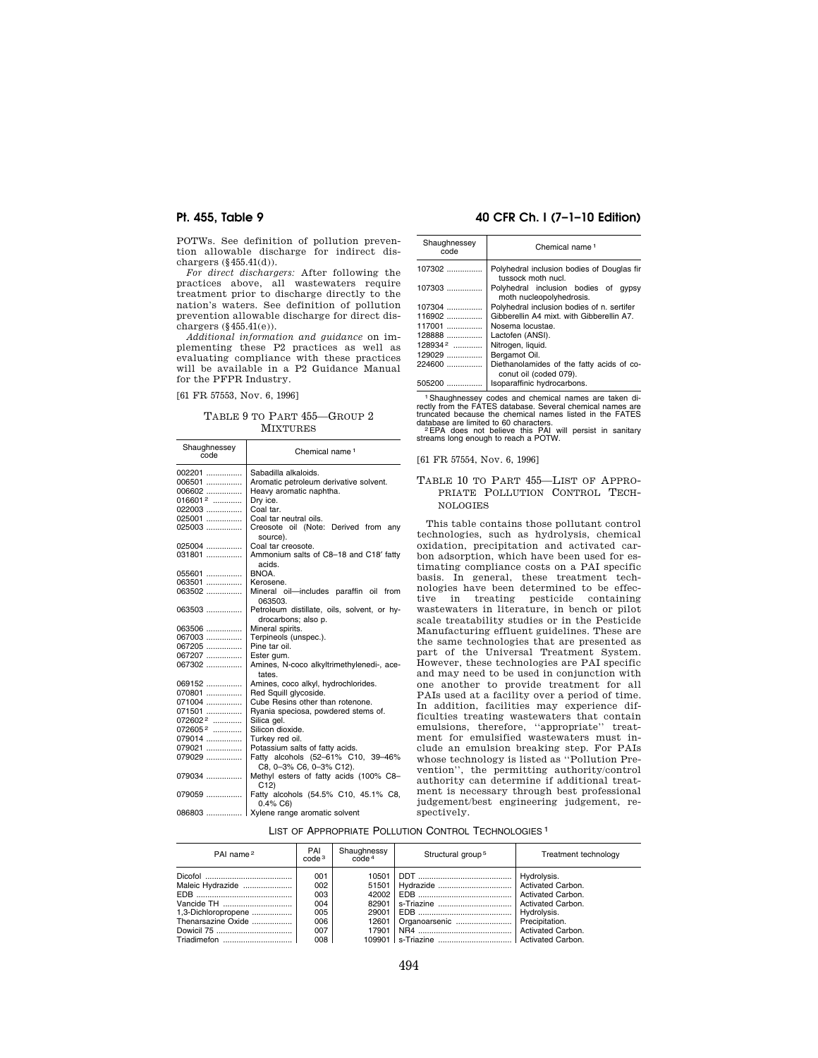POTWs. See definition of pollution prevention allowable discharge for indirect dischargers (§455.41(d)).

*For direct dischargers:* After following the practices above, all wastewaters require treatment prior to discharge directly to the nation's waters. See definition of pollution prevention allowable discharge for direct dischargers (§455.41(e)).

*Additional information and guidance* on implementing these P2 practices as well as evaluating compliance with these practices will be available in a P2 Guidance Manual for the PFPR Industry.

[61 FR 57553, Nov. 6, 1996]

## TABLE 9 TO PART 455—GROUP 2 MIXTURES

| Shaughnessey code | Chemical name [1] |
|---|---|
| 002201 | Sabadilla alkaloids. |
| 006501 | Aromatic petroleum derivative solvent. |
| 006602 | Heavy aromatic naphtha. |
| 016601 [2] | Dry ice. |
| 022003 | Coal tar. |
| 025001 | Coal tar neutral oils. |
| 025003 | Creosote oil (Note: Derived from any source). |
| 025004 | Coal tar creosote. |
| 031801 | Ammonium salts of C8–18 and C18′ fatty acids. |
| 055601 | BNOA. |
| 063501 | Kerosene. |
| 063502 | Mineral oil—includes paraffin oil from 063503. |
| 063503 | Petroleum distillate, oils, solvent, or hydrocarbons; also p. |
| 063506 | Mineral spirits. |
| 067003 | Terpineols (unspec.). |
| 067205 | Pine tar oil. |
| 067207 | Ester gum. |
| 067302 | Amines, N-coco alkyltrimethylenedi-, acetates. |
| 069152 | Amines, coco alkyl, hydrochlorides. |
| 070801 | Red Squill glycoside. |
| 071004 | Cube Resins other than rotenone. |
| 071501 | Ryania speciosa, powdered stems of. |
| 072602 [2] | Silica gel. |
| 072605 [2] | Silicon dioxide. |
| 079014 | Turkey red oil. |
| 079021 | Potassium salts of fatty acids. |
| 079029 | Fatty alcohols (52–61% C10, 39–46% C8, 0–3% C6, 0–3% C12). |
| 079034 | Methyl esters of fatty acids (100% C8–C12) |
| 079059 | Fatty alcohols (54.5% C10, 45.1% C8, 0.4% C6) |
| 086803 | Xylene range aromatic solvent |
| 107302 | Polyhedral inclusion bodies of Douglas fir tussock moth nucl. |
| 107303 | Polyhedral inclusion bodies of gypsy moth nucleopolyhedrosis. |
| 107304 | Polyhedral inclusion bodies of n. sertifer |
| 116902 | Gibberellin A4 mixt. with Gibberellin A7. |
| 117001 | Nosema locustae. |
| 128888 | Lactofen (ANSI). |
| 128934 [2] | Nitrogen, liquid. |
| 129029 | Bergamot Oil. |
| 224600 | Diethanolamides of the fatty acids of coconut oil (coded 079). |
| 505200 | Isoparaffinic hydrocarbons. |

[1] Shaughnessey codes and chemical names are taken directly from the FATES database. Several chemical names are truncated because the chemical names listed in the FATES database are limited to 60 characters.

[2] EPA does not believe this PAI will persist in sanitary streams long enough to reach a POTW.

[61 FR 57554, Nov. 6, 1996]

## TABLE 10 TO PART 455—LIST OF APPROPRIATE POLLUTION CONTROL TECHNOLOGIES

This table contains those pollutant control technologies, such as hydrolysis, chemical oxidation, precipitation and activated carbon adsorption, which have been used for estimating compliance costs on a PAI specific basis. In general, these treatment technologies have been determined to be effective in treating pesticide containing wastewaters in literature, in bench or pilot scale treatability studies or in the Pesticide Manufacturing effluent guidelines. These are the same technologies that are presented as part of the Universal Treatment System. However, these technologies are PAI specific and may need to be used in conjunction with one another to provide treatment for all PAIs used at a facility over a period of time. In addition, facilities may experience difficulties treating wastewaters that contain emulsions, therefore, "appropriate" treatment for emulsified wastewaters must include an emulsion breaking step. For PAIs whose technology is listed as "Pollution Prevention", the permitting authority/control authority can determine if additional treatment is necessary through best professional judgement/best engineering judgement, respectively.

LIST OF APPROPRIATE POLLUTION CONTROL TECHNOLOGIES [1]

| PAI name [2] | PAI code [3] | Shaughnessy code [4] | Structural group [5] | Treatment technology |
|---|---|---|---|---|
| Dicofol | 001 | 10501 | DDT | Hydrolysis. |
| Maleic Hydrazide | 002 | 51501 | Hydrazide | Activated Carbon. |
| EDB | 003 | 42002 | EDB | Activated Carbon. |
| Vancide TH | 004 | 82901 | s-Triazine | Activated Carbon. |
| 1,3-Dichloropropene | 005 | 29001 | EDB | Hydrolysis. |
| Thenarsazine Oxide | 006 | 12601 | Organoarsenic | Precipitation. |
| Dowicil 75 | 007 | 17901 | NR4 | Activated Carbon. |
| Triadimefon | 008 | 109901 | s-Triazine | Activated Carbon. |